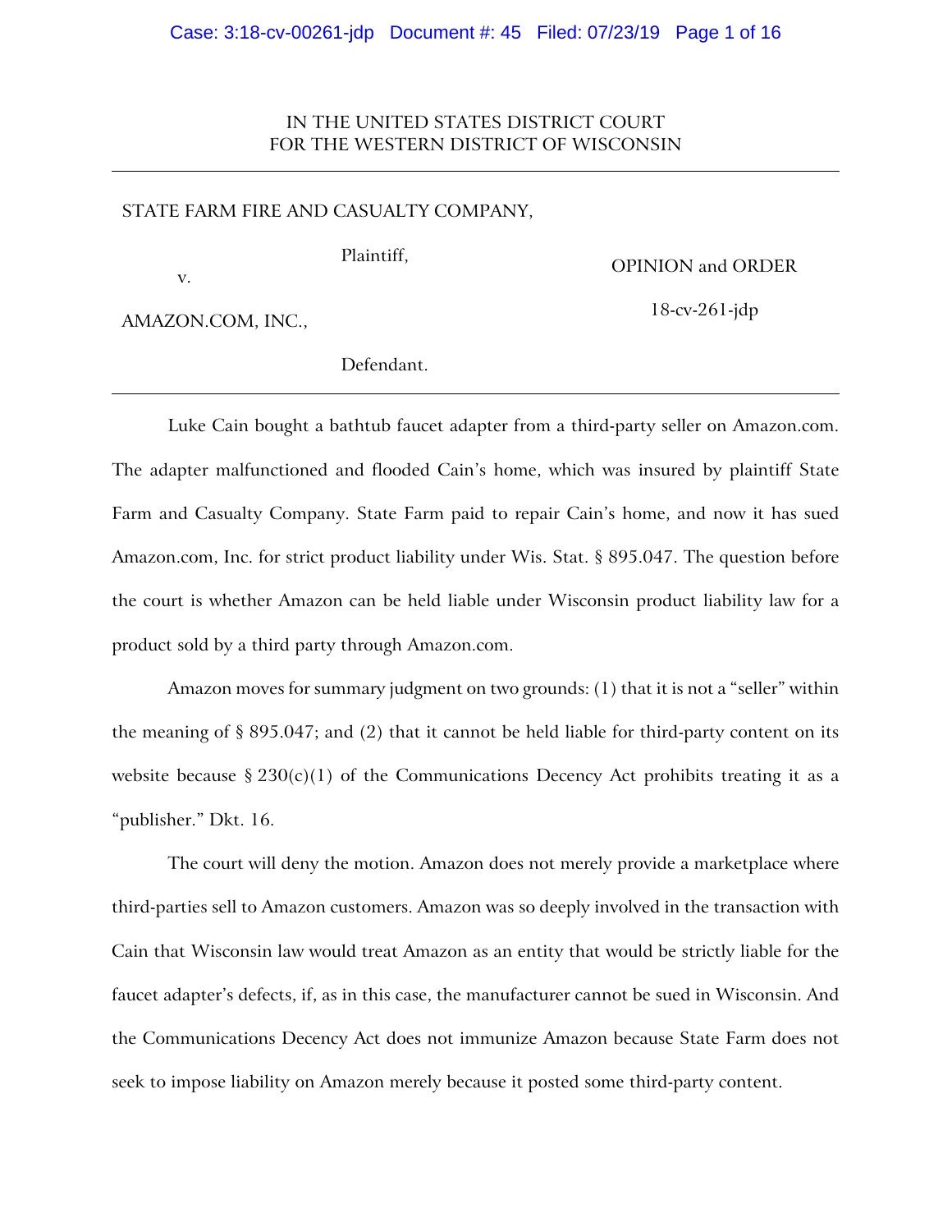IN THE UNITED STATES DISTRICT COURT
FOR THE WESTERN DISTRICT OF WISCONSIN

---

STATE FARM FIRE AND CASUALTY COMPANY,

Plaintiff,

v.

AMAZON.COM, INC.,

Defendant.

OPINION and ORDER

18-cv-261-jdp

---

Luke Cain bought a bathtub faucet adapter from a third-party seller on Amazon.com. The adapter malfunctioned and flooded Cain's home, which was insured by plaintiff State Farm and Casualty Company. State Farm paid to repair Cain's home, and now it has sued Amazon.com, Inc. for strict product liability under Wis. Stat. § 895.047. The question before the court is whether Amazon can be held liable under Wisconsin product liability law for a product sold by a third party through Amazon.com.

Amazon moves for summary judgment on two grounds: (1) that it is not a "seller" within the meaning of § 895.047; and (2) that it cannot be held liable for third-party content on its website because § 230(c)(1) of the Communications Decency Act prohibits treating it as a "publisher." Dkt. 16.

The court will deny the motion. Amazon does not merely provide a marketplace where third-parties sell to Amazon customers. Amazon was so deeply involved in the transaction with Cain that Wisconsin law would treat Amazon as an entity that would be strictly liable for the faucet adapter's defects, if, as in this case, the manufacturer cannot be sued in Wisconsin. And the Communications Decency Act does not immunize Amazon because State Farm does not seek to impose liability on Amazon merely because it posted some third-party content.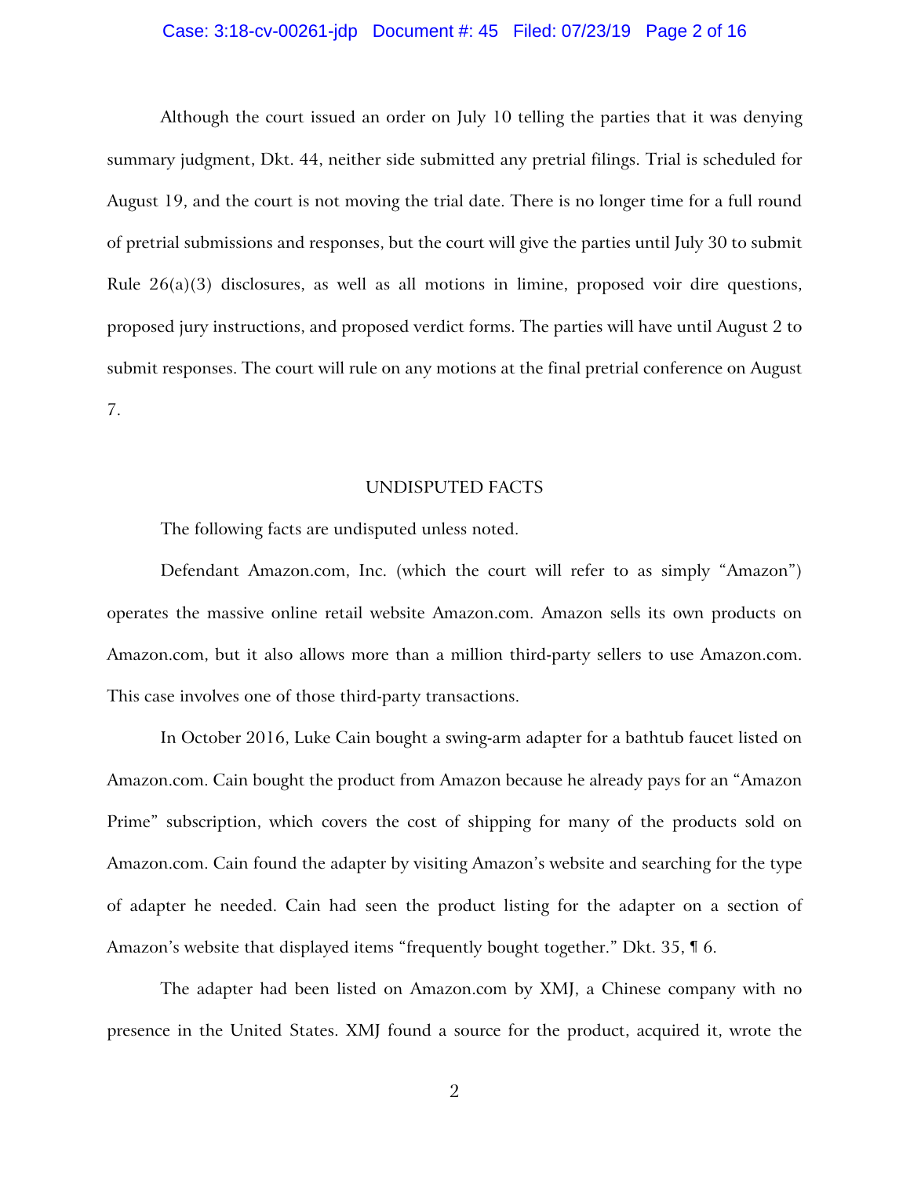Although the court issued an order on July 10 telling the parties that it was denying summary judgment, Dkt. 44, neither side submitted any pretrial filings. Trial is scheduled for August 19, and the court is not moving the trial date. There is no longer time for a full round of pretrial submissions and responses, but the court will give the parties until July 30 to submit Rule 26(a)(3) disclosures, as well as all motions in limine, proposed voir dire questions, proposed jury instructions, and proposed verdict forms. The parties will have until August 2 to submit responses. The court will rule on any motions at the final pretrial conference on August 7.

## UNDISPUTED FACTS

The following facts are undisputed unless noted.

Defendant Amazon.com, Inc. (which the court will refer to as simply "Amazon") operates the massive online retail website Amazon.com. Amazon sells its own products on Amazon.com, but it also allows more than a million third-party sellers to use Amazon.com. This case involves one of those third-party transactions.

In October 2016, Luke Cain bought a swing-arm adapter for a bathtub faucet listed on Amazon.com. Cain bought the product from Amazon because he already pays for an "Amazon Prime" subscription, which covers the cost of shipping for many of the products sold on Amazon.com. Cain found the adapter by visiting Amazon's website and searching for the type of adapter he needed. Cain had seen the product listing for the adapter on a section of Amazon's website that displayed items "frequently bought together." Dkt. 35, ¶ 6.

The adapter had been listed on Amazon.com by XMJ, a Chinese company with no presence in the United States. XMJ found a source for the product, acquired it, wrote the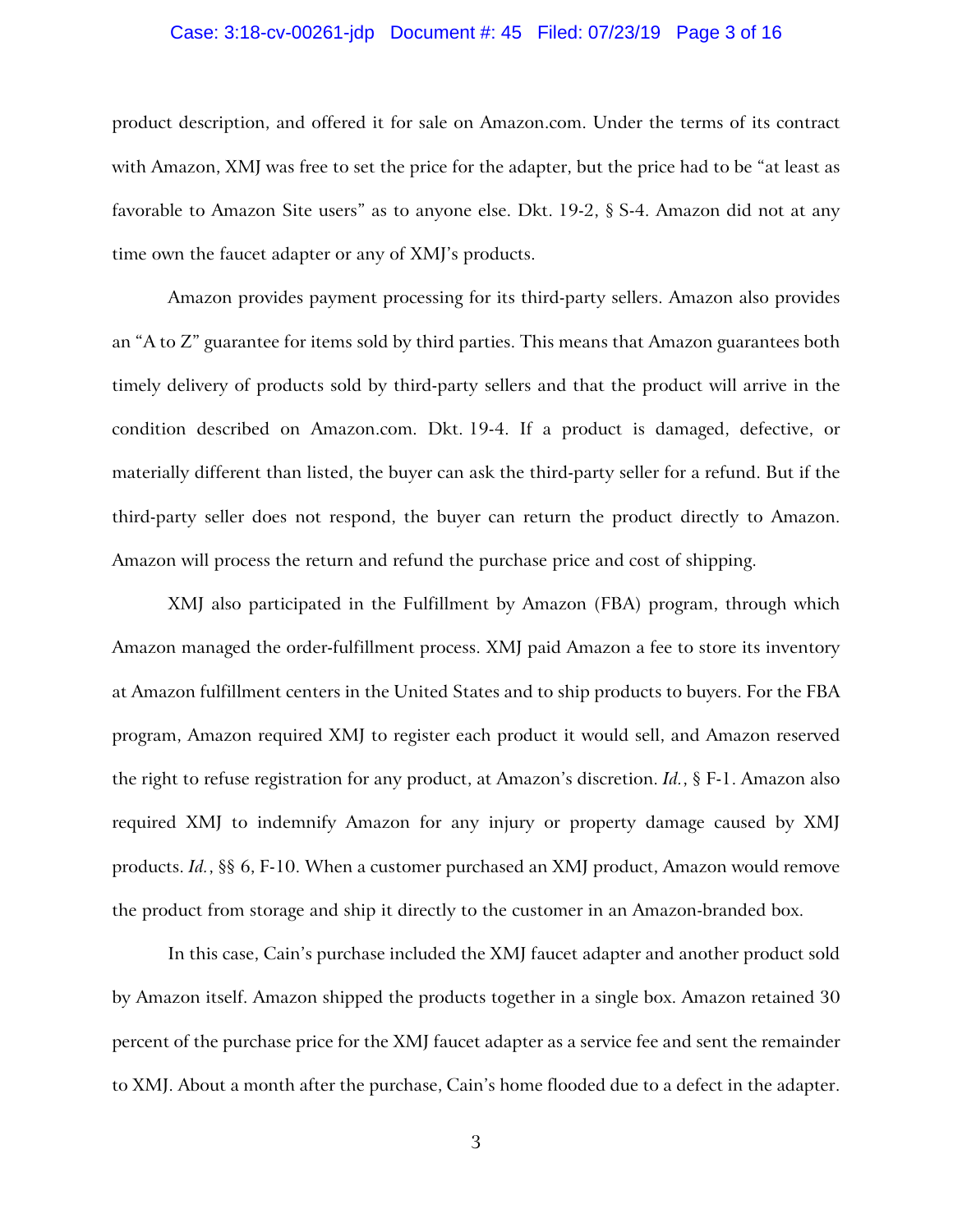product description, and offered it for sale on Amazon.com. Under the terms of its contract with Amazon, XMJ was free to set the price for the adapter, but the price had to be "at least as favorable to Amazon Site users" as to anyone else. Dkt. 19-2, § S-4. Amazon did not at any time own the faucet adapter or any of XMJ's products.

Amazon provides payment processing for its third-party sellers. Amazon also provides an "A to Z" guarantee for items sold by third parties. This means that Amazon guarantees both timely delivery of products sold by third-party sellers and that the product will arrive in the condition described on Amazon.com. Dkt. 19-4. If a product is damaged, defective, or materially different than listed, the buyer can ask the third-party seller for a refund. But if the third-party seller does not respond, the buyer can return the product directly to Amazon. Amazon will process the return and refund the purchase price and cost of shipping.

XMJ also participated in the Fulfillment by Amazon (FBA) program, through which Amazon managed the order-fulfillment process. XMJ paid Amazon a fee to store its inventory at Amazon fulfillment centers in the United States and to ship products to buyers. For the FBA program, Amazon required XMJ to register each product it would sell, and Amazon reserved the right to refuse registration for any product, at Amazon's discretion. *Id.*, § F-1. Amazon also required XMJ to indemnify Amazon for any injury or property damage caused by XMJ products. *Id.*, §§ 6, F-10. When a customer purchased an XMJ product, Amazon would remove the product from storage and ship it directly to the customer in an Amazon-branded box.

In this case, Cain's purchase included the XMJ faucet adapter and another product sold by Amazon itself. Amazon shipped the products together in a single box. Amazon retained 30 percent of the purchase price for the XMJ faucet adapter as a service fee and sent the remainder to XMJ. About a month after the purchase, Cain's home flooded due to a defect in the adapter.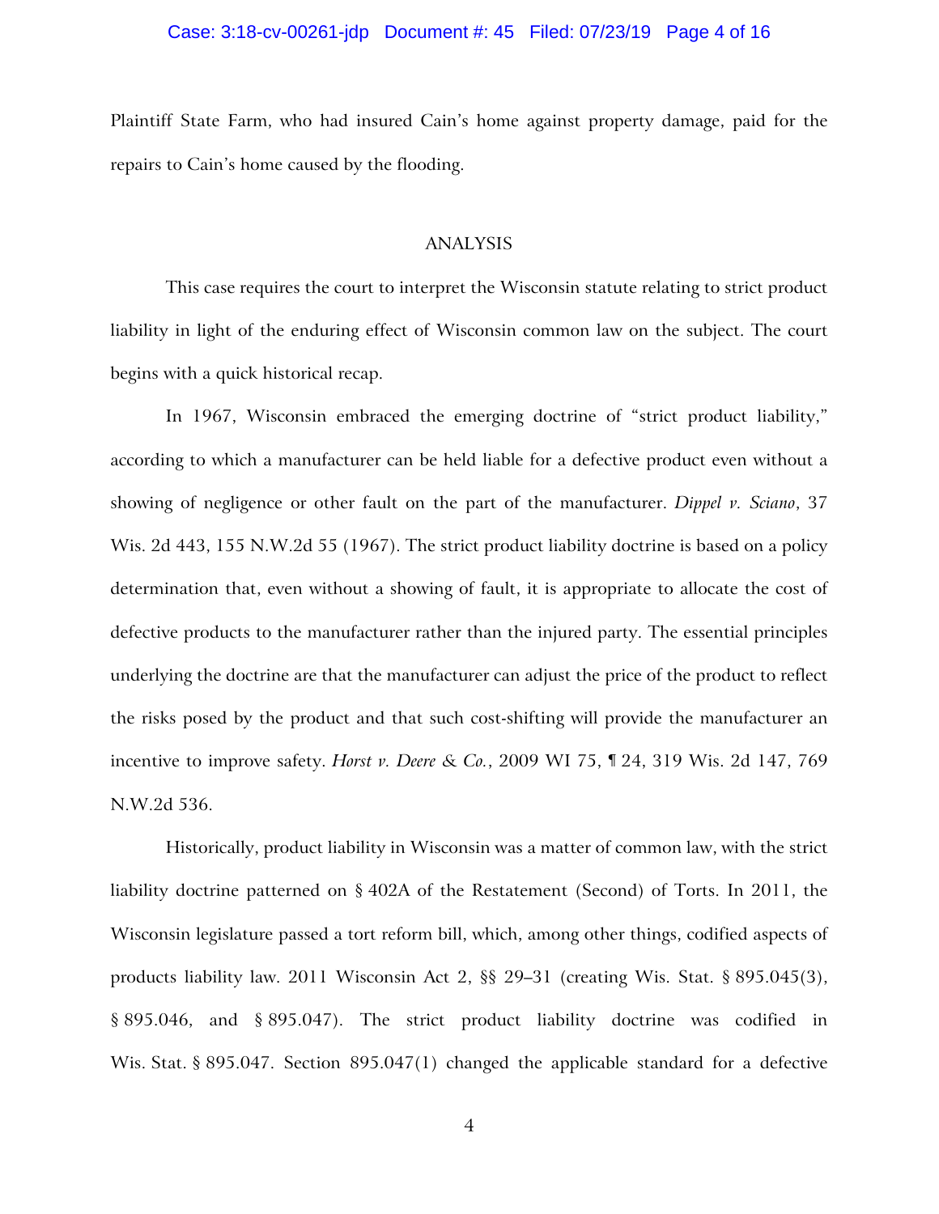Plaintiff State Farm, who had insured Cain's home against property damage, paid for the repairs to Cain's home caused by the flooding.

## ANALYSIS

This case requires the court to interpret the Wisconsin statute relating to strict product liability in light of the enduring effect of Wisconsin common law on the subject. The court begins with a quick historical recap.

In 1967, Wisconsin embraced the emerging doctrine of "strict product liability," according to which a manufacturer can be held liable for a defective product even without a showing of negligence or other fault on the part of the manufacturer. *Dippel v. Sciano*, 37 Wis. 2d 443, 155 N.W.2d 55 (1967). The strict product liability doctrine is based on a policy determination that, even without a showing of fault, it is appropriate to allocate the cost of defective products to the manufacturer rather than the injured party. The essential principles underlying the doctrine are that the manufacturer can adjust the price of the product to reflect the risks posed by the product and that such cost-shifting will provide the manufacturer an incentive to improve safety. *Horst v. Deere & Co.*, 2009 WI 75, ¶ 24, 319 Wis. 2d 147, 769 N.W.2d 536.

Historically, product liability in Wisconsin was a matter of common law, with the strict liability doctrine patterned on § 402A of the Restatement (Second) of Torts. In 2011, the Wisconsin legislature passed a tort reform bill, which, among other things, codified aspects of products liability law. 2011 Wisconsin Act 2, §§ 29–31 (creating Wis. Stat. § 895.045(3), § 895.046, and § 895.047). The strict product liability doctrine was codified in Wis. Stat. § 895.047. Section 895.047(1) changed the applicable standard for a defective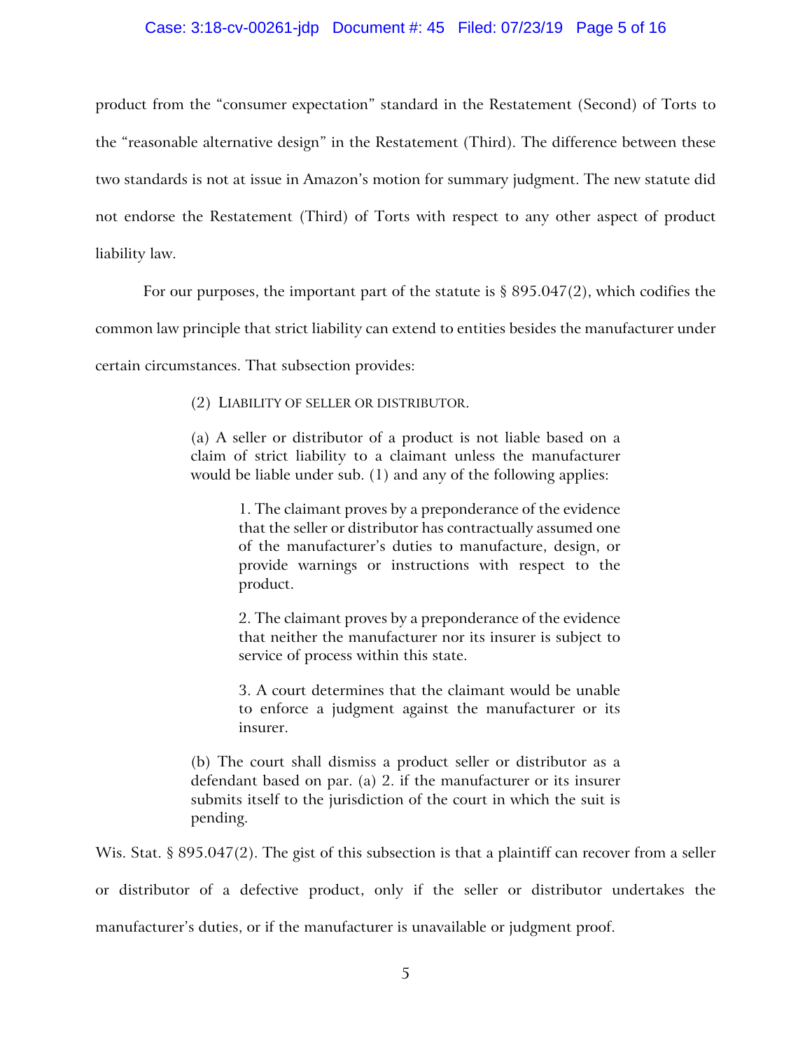product from the "consumer expectation" standard in the Restatement (Second) of Torts to the "reasonable alternative design" in the Restatement (Third). The difference between these two standards is not at issue in Amazon's motion for summary judgment. The new statute did not endorse the Restatement (Third) of Torts with respect to any other aspect of product liability law.

For our purposes, the important part of the statute is § 895.047(2), which codifies the common law principle that strict liability can extend to entities besides the manufacturer under certain circumstances. That subsection provides:

> (2) LIABILITY OF SELLER OR DISTRIBUTOR.
>
> (a) A seller or distributor of a product is not liable based on a claim of strict liability to a claimant unless the manufacturer would be liable under sub. (1) and any of the following applies:
>
> > 1. The claimant proves by a preponderance of the evidence that the seller or distributor has contractually assumed one of the manufacturer's duties to manufacture, design, or provide warnings or instructions with respect to the product.
> >
> > 2. The claimant proves by a preponderance of the evidence that neither the manufacturer nor its insurer is subject to service of process within this state.
> >
> > 3. A court determines that the claimant would be unable to enforce a judgment against the manufacturer or its insurer.
>
> (b) The court shall dismiss a product seller or distributor as a defendant based on par. (a) 2. if the manufacturer or its insurer submits itself to the jurisdiction of the court in which the suit is pending.

Wis. Stat. § 895.047(2). The gist of this subsection is that a plaintiff can recover from a seller or distributor of a defective product, only if the seller or distributor undertakes the manufacturer's duties, or if the manufacturer is unavailable or judgment proof.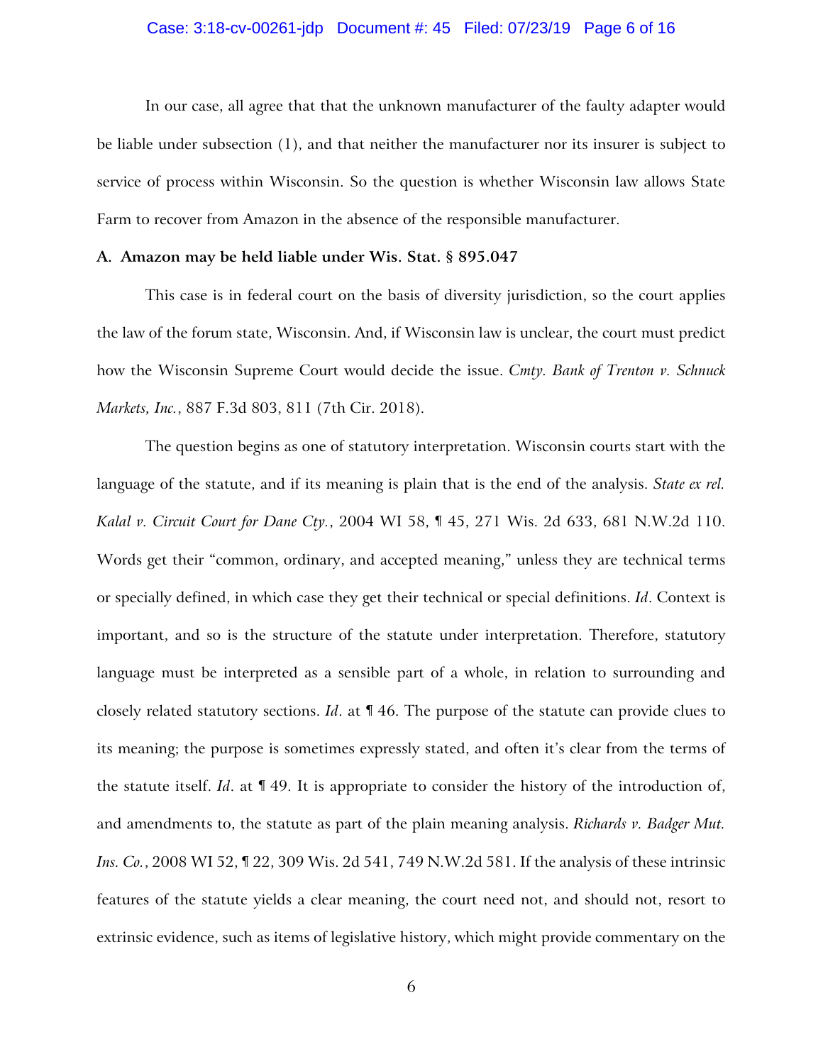In our case, all agree that that the unknown manufacturer of the faulty adapter would be liable under subsection (1), and that neither the manufacturer nor its insurer is subject to service of process within Wisconsin. So the question is whether Wisconsin law allows State Farm to recover from Amazon in the absence of the responsible manufacturer.

### A. Amazon may be held liable under Wis. Stat. § 895.047

This case is in federal court on the basis of diversity jurisdiction, so the court applies the law of the forum state, Wisconsin. And, if Wisconsin law is unclear, the court must predict how the Wisconsin Supreme Court would decide the issue. *Cmty. Bank of Trenton v. Schnuck Markets, Inc.*, 887 F.3d 803, 811 (7th Cir. 2018).

The question begins as one of statutory interpretation. Wisconsin courts start with the language of the statute, and if its meaning is plain that is the end of the analysis. *State ex rel. Kalal v. Circuit Court for Dane Cty.*, 2004 WI 58, ¶ 45, 271 Wis. 2d 633, 681 N.W.2d 110. Words get their "common, ordinary, and accepted meaning," unless they are technical terms or specially defined, in which case they get their technical or special definitions. *Id*. Context is important, and so is the structure of the statute under interpretation. Therefore, statutory language must be interpreted as a sensible part of a whole, in relation to surrounding and closely related statutory sections. *Id*. at ¶ 46. The purpose of the statute can provide clues to its meaning; the purpose is sometimes expressly stated, and often it's clear from the terms of the statute itself. *Id*. at ¶ 49. It is appropriate to consider the history of the introduction of, and amendments to, the statute as part of the plain meaning analysis. *Richards v. Badger Mut. Ins. Co.*, 2008 WI 52, ¶ 22, 309 Wis. 2d 541, 749 N.W.2d 581. If the analysis of these intrinsic features of the statute yields a clear meaning, the court need not, and should not, resort to extrinsic evidence, such as items of legislative history, which might provide commentary on the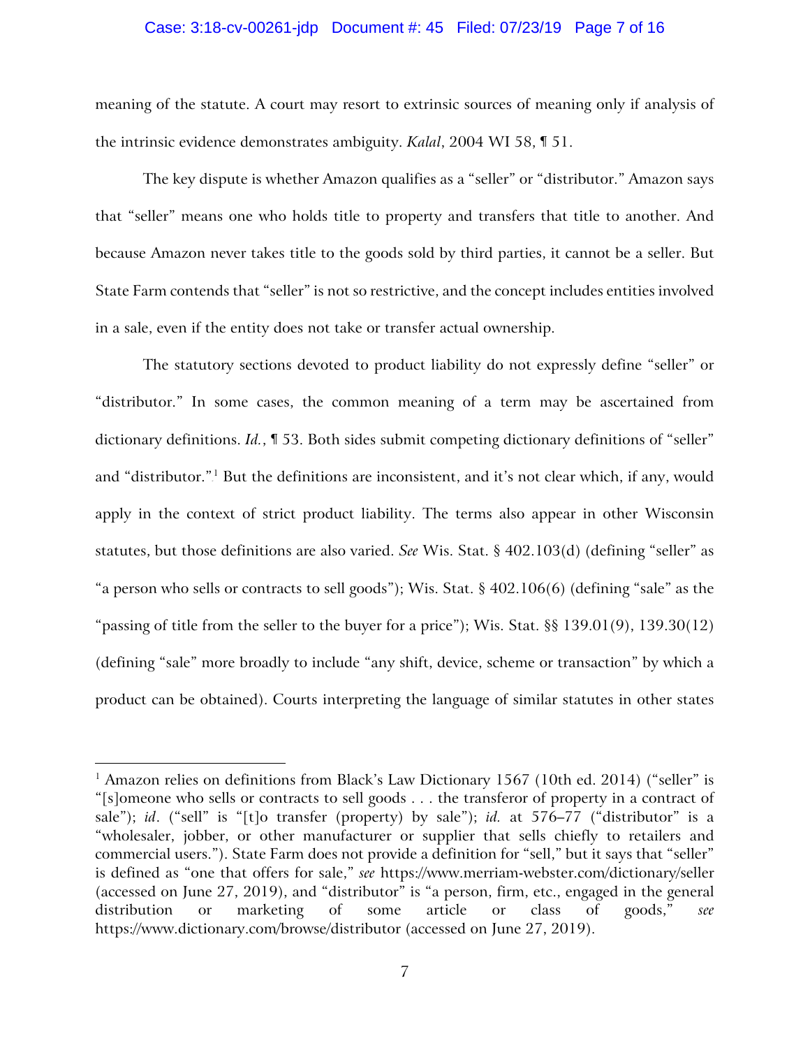meaning of the statute. A court may resort to extrinsic sources of meaning only if analysis of the intrinsic evidence demonstrates ambiguity. *Kalal*, 2004 WI 58, ¶ 51.

The key dispute is whether Amazon qualifies as a "seller" or "distributor." Amazon says that "seller" means one who holds title to property and transfers that title to another. And because Amazon never takes title to the goods sold by third parties, it cannot be a seller. But State Farm contends that "seller" is not so restrictive, and the concept includes entities involved in a sale, even if the entity does not take or transfer actual ownership.

The statutory sections devoted to product liability do not expressly define "seller" or "distributor." In some cases, the common meaning of a term may be ascertained from dictionary definitions. *Id.*, ¶ 53. Both sides submit competing dictionary definitions of "seller" and "distributor."[1] But the definitions are inconsistent, and it's not clear which, if any, would apply in the context of strict product liability. The terms also appear in other Wisconsin statutes, but those definitions are also varied. *See* Wis. Stat. § 402.103(d) (defining "seller" as "a person who sells or contracts to sell goods"); Wis. Stat. § 402.106(6) (defining "sale" as the "passing of title from the seller to the buyer for a price"); Wis. Stat. §§ 139.01(9), 139.30(12) (defining "sale" more broadly to include "any shift, device, scheme or transaction" by which a product can be obtained). Courts interpreting the language of similar statutes in other states

---

[1] Amazon relies on definitions from Black's Law Dictionary 1567 (10th ed. 2014) ("seller" is "[s]omeone who sells or contracts to sell goods . . . the transferor of property in a contract of sale"); *id*. ("sell" is "[t]o transfer (property) by sale"); *id.* at 576–77 ("distributor" is a "wholesaler, jobber, or other manufacturer or supplier that sells chiefly to retailers and commercial users."). State Farm does not provide a definition for "sell," but it says that "seller" is defined as "one that offers for sale," *see* https://www.merriam-webster.com/dictionary/seller (accessed on June 27, 2019), and "distributor" is "a person, firm, etc., engaged in the general distribution or marketing of some article or class of goods," *see* https://www.dictionary.com/browse/distributor (accessed on June 27, 2019).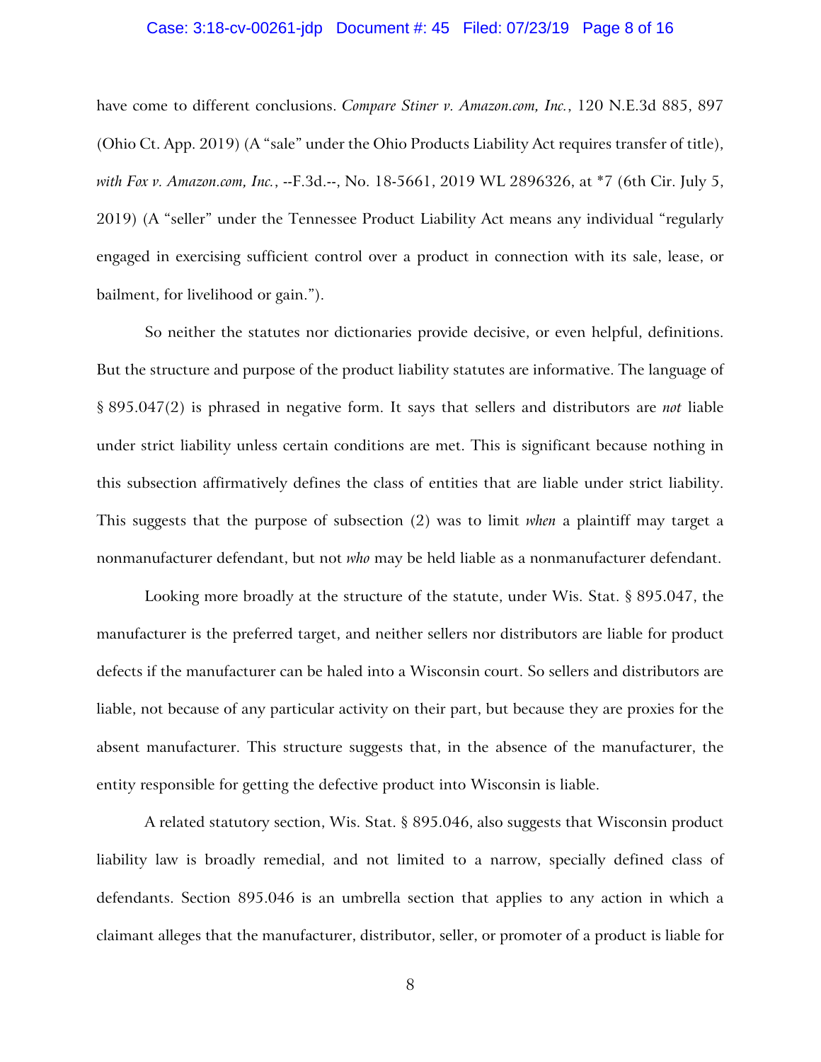have come to different conclusions. *Compare Stiner v. Amazon.com, Inc.*, 120 N.E.3d 885, 897 (Ohio Ct. App. 2019) (A "sale" under the Ohio Products Liability Act requires transfer of title), *with Fox v. Amazon.com, Inc.*, --F.3d.--, No. 18-5661, 2019 WL 2896326, at *7 (6th Cir. July 5, 2019) (A "seller" under the Tennessee Product Liability Act means any individual "regularly engaged in exercising sufficient control over a product in connection with its sale, lease, or bailment, for livelihood or gain.").

So neither the statutes nor dictionaries provide decisive, or even helpful, definitions. But the structure and purpose of the product liability statutes are informative. The language of § 895.047(2) is phrased in negative form. It says that sellers and distributors are *not* liable under strict liability unless certain conditions are met. This is significant because nothing in this subsection affirmatively defines the class of entities that are liable under strict liability. This suggests that the purpose of subsection (2) was to limit *when* a plaintiff may target a nonmanufacturer defendant, but not *who* may be held liable as a nonmanufacturer defendant.

Looking more broadly at the structure of the statute, under Wis. Stat. § 895.047, the manufacturer is the preferred target, and neither sellers nor distributors are liable for product defects if the manufacturer can be haled into a Wisconsin court. So sellers and distributors are liable, not because of any particular activity on their part, but because they are proxies for the absent manufacturer. This structure suggests that, in the absence of the manufacturer, the entity responsible for getting the defective product into Wisconsin is liable.

A related statutory section, Wis. Stat. § 895.046, also suggests that Wisconsin product liability law is broadly remedial, and not limited to a narrow, specially defined class of defendants. Section 895.046 is an umbrella section that applies to any action in which a claimant alleges that the manufacturer, distributor, seller, or promoter of a product is liable for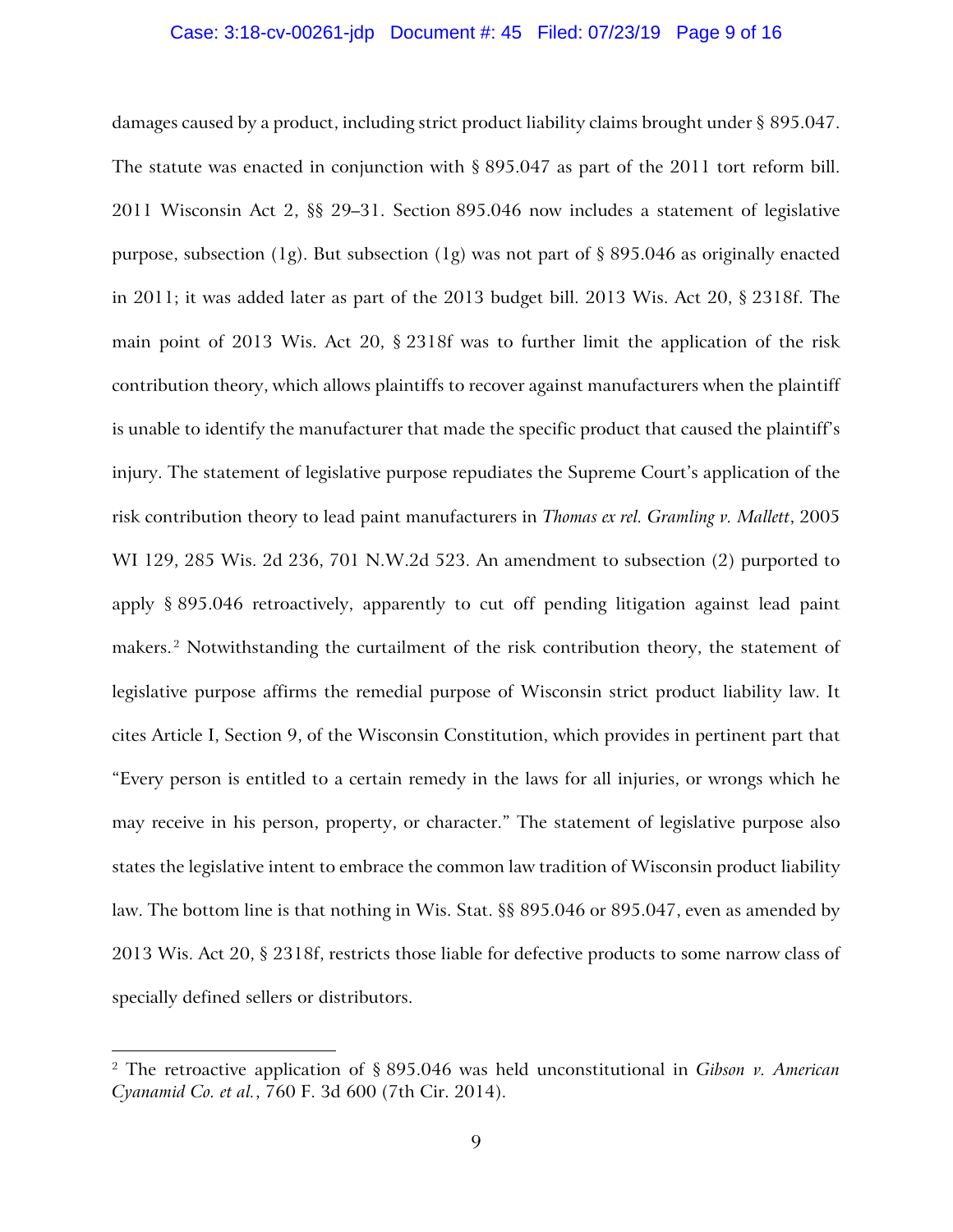damages caused by a product, including strict product liability claims brought under § 895.047. The statute was enacted in conjunction with § 895.047 as part of the 2011 tort reform bill. 2011 Wisconsin Act 2, §§ 29–31. Section 895.046 now includes a statement of legislative purpose, subsection (1g). But subsection (1g) was not part of § 895.046 as originally enacted in 2011; it was added later as part of the 2013 budget bill. 2013 Wis. Act 20, § 2318f. The main point of 2013 Wis. Act 20, § 2318f was to further limit the application of the risk contribution theory, which allows plaintiffs to recover against manufacturers when the plaintiff is unable to identify the manufacturer that made the specific product that caused the plaintiff's injury. The statement of legislative purpose repudiates the Supreme Court's application of the risk contribution theory to lead paint manufacturers in *Thomas ex rel. Gramling v. Mallett*, 2005 WI 129, 285 Wis. 2d 236, 701 N.W.2d 523. An amendment to subsection (2) purported to apply § 895.046 retroactively, apparently to cut off pending litigation against lead paint makers.[2] Notwithstanding the curtailment of the risk contribution theory, the statement of legislative purpose affirms the remedial purpose of Wisconsin strict product liability law. It cites Article I, Section 9, of the Wisconsin Constitution, which provides in pertinent part that "Every person is entitled to a certain remedy in the laws for all injuries, or wrongs which he may receive in his person, property, or character." The statement of legislative purpose also states the legislative intent to embrace the common law tradition of Wisconsin product liability law. The bottom line is that nothing in Wis. Stat. §§ 895.046 or 895.047, even as amended by 2013 Wis. Act 20, § 2318f, restricts those liable for defective products to some narrow class of specially defined sellers or distributors.

---

[2] The retroactive application of § 895.046 was held unconstitutional in *Gibson v. American Cyanamid Co. et al.*, 760 F. 3d 600 (7th Cir. 2014).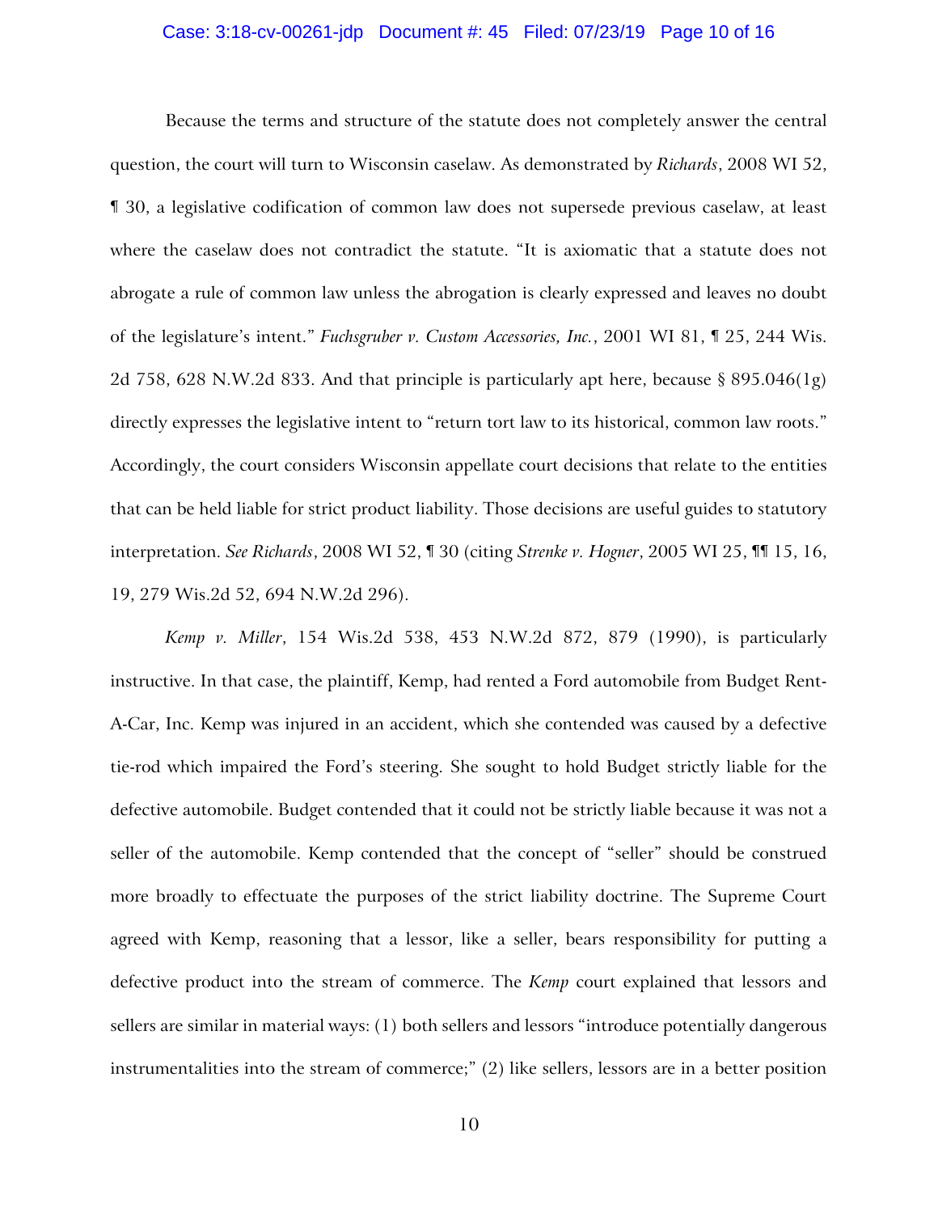Because the terms and structure of the statute does not completely answer the central question, the court will turn to Wisconsin caselaw. As demonstrated by *Richards*, 2008 WI 52, ¶ 30, a legislative codification of common law does not supersede previous caselaw, at least where the caselaw does not contradict the statute. "It is axiomatic that a statute does not abrogate a rule of common law unless the abrogation is clearly expressed and leaves no doubt of the legislature's intent." *Fuchsgruber v. Custom Accessories, Inc.*, 2001 WI 81, ¶ 25, 244 Wis. 2d 758, 628 N.W.2d 833. And that principle is particularly apt here, because § 895.046(1g) directly expresses the legislative intent to "return tort law to its historical, common law roots." Accordingly, the court considers Wisconsin appellate court decisions that relate to the entities that can be held liable for strict product liability. Those decisions are useful guides to statutory interpretation. *See Richards*, 2008 WI 52, ¶ 30 (citing *Strenke v. Hogner*, 2005 WI 25, ¶¶ 15, 16, 19, 279 Wis.2d 52, 694 N.W.2d 296).

*Kemp v. Miller*, 154 Wis.2d 538, 453 N.W.2d 872, 879 (1990), is particularly instructive. In that case, the plaintiff, Kemp, had rented a Ford automobile from Budget Rent-A-Car, Inc. Kemp was injured in an accident, which she contended was caused by a defective tie-rod which impaired the Ford's steering. She sought to hold Budget strictly liable for the defective automobile. Budget contended that it could not be strictly liable because it was not a seller of the automobile. Kemp contended that the concept of "seller" should be construed more broadly to effectuate the purposes of the strict liability doctrine. The Supreme Court agreed with Kemp, reasoning that a lessor, like a seller, bears responsibility for putting a defective product into the stream of commerce. The *Kemp* court explained that lessors and sellers are similar in material ways: (1) both sellers and lessors "introduce potentially dangerous instrumentalities into the stream of commerce;" (2) like sellers, lessors are in a better position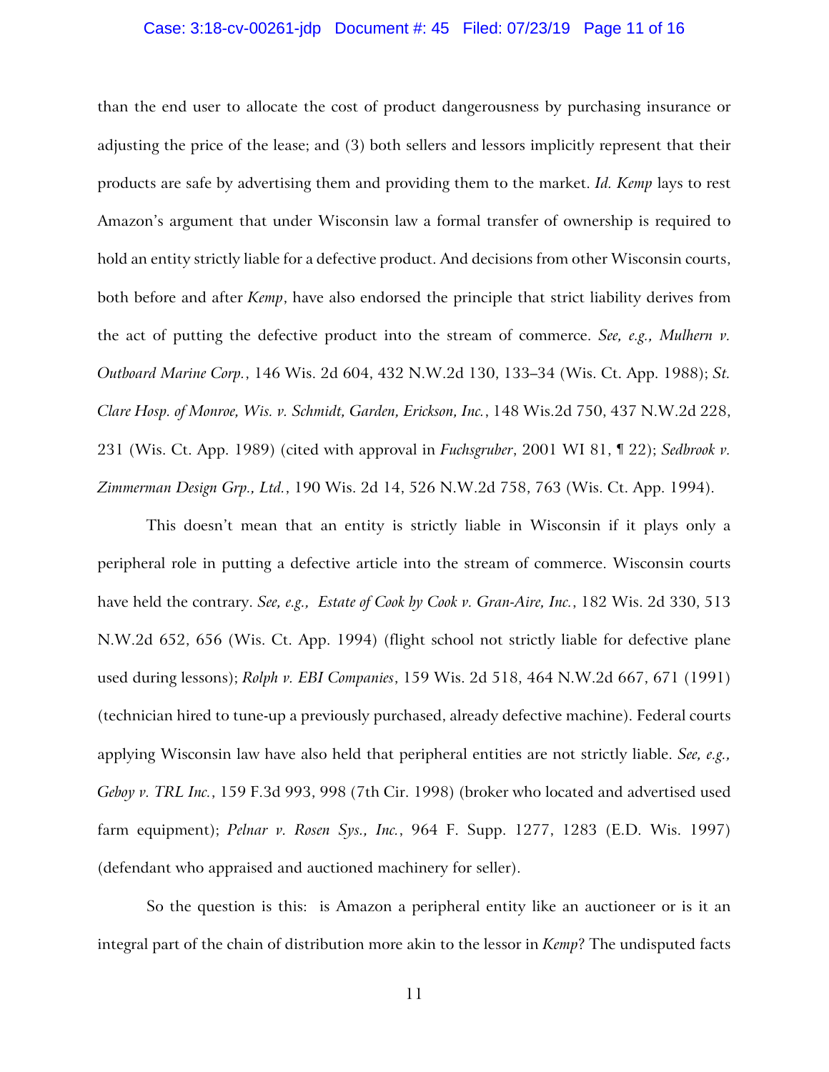than the end user to allocate the cost of product dangerousness by purchasing insurance or adjusting the price of the lease; and (3) both sellers and lessors implicitly represent that their products are safe by advertising them and providing them to the market. *Id. Kemp* lays to rest Amazon's argument that under Wisconsin law a formal transfer of ownership is required to hold an entity strictly liable for a defective product. And decisions from other Wisconsin courts, both before and after *Kemp*, have also endorsed the principle that strict liability derives from the act of putting the defective product into the stream of commerce. *See, e.g., Mulhern v. Outboard Marine Corp.*, 146 Wis. 2d 604, 432 N.W.2d 130, 133–34 (Wis. Ct. App. 1988); *St. Clare Hosp. of Monroe, Wis. v. Schmidt, Garden, Erickson, Inc.*, 148 Wis.2d 750, 437 N.W.2d 228, 231 (Wis. Ct. App. 1989) (cited with approval in *Fuchsgruber*, 2001 WI 81, ¶ 22); *Sedbrook v. Zimmerman Design Grp., Ltd.*, 190 Wis. 2d 14, 526 N.W.2d 758, 763 (Wis. Ct. App. 1994).

This doesn't mean that an entity is strictly liable in Wisconsin if it plays only a peripheral role in putting a defective article into the stream of commerce. Wisconsin courts have held the contrary. *See, e.g., Estate of Cook by Cook v. Gran-Aire, Inc.*, 182 Wis. 2d 330, 513 N.W.2d 652, 656 (Wis. Ct. App. 1994) (flight school not strictly liable for defective plane used during lessons); *Rolph v. EBI Companies*, 159 Wis. 2d 518, 464 N.W.2d 667, 671 (1991) (technician hired to tune-up a previously purchased, already defective machine). Federal courts applying Wisconsin law have also held that peripheral entities are not strictly liable. *See, e.g., Geboy v. TRL Inc.*, 159 F.3d 993, 998 (7th Cir. 1998) (broker who located and advertised used farm equipment); *Pelnar v. Rosen Sys., Inc.*, 964 F. Supp. 1277, 1283 (E.D. Wis. 1997) (defendant who appraised and auctioned machinery for seller).

So the question is this: is Amazon a peripheral entity like an auctioneer or is it an integral part of the chain of distribution more akin to the lessor in *Kemp*? The undisputed facts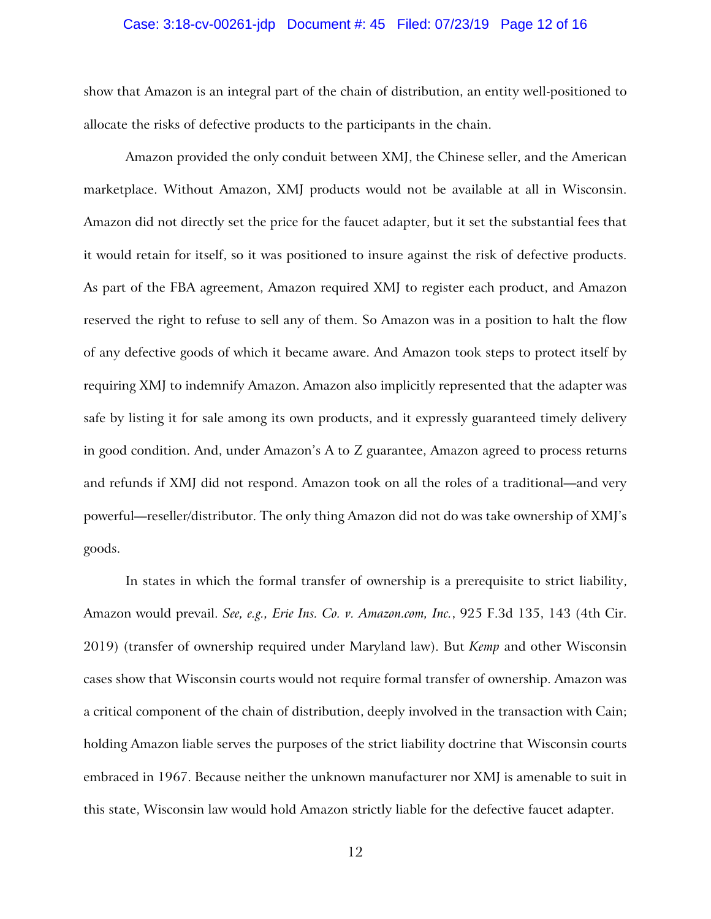show that Amazon is an integral part of the chain of distribution, an entity well-positioned to allocate the risks of defective products to the participants in the chain.

Amazon provided the only conduit between XMJ, the Chinese seller, and the American marketplace. Without Amazon, XMJ products would not be available at all in Wisconsin. Amazon did not directly set the price for the faucet adapter, but it set the substantial fees that it would retain for itself, so it was positioned to insure against the risk of defective products. As part of the FBA agreement, Amazon required XMJ to register each product, and Amazon reserved the right to refuse to sell any of them. So Amazon was in a position to halt the flow of any defective goods of which it became aware. And Amazon took steps to protect itself by requiring XMJ to indemnify Amazon. Amazon also implicitly represented that the adapter was safe by listing it for sale among its own products, and it expressly guaranteed timely delivery in good condition. And, under Amazon's A to Z guarantee, Amazon agreed to process returns and refunds if XMJ did not respond. Amazon took on all the roles of a traditional—and very powerful—reseller/distributor. The only thing Amazon did not do was take ownership of XMJ's goods.

In states in which the formal transfer of ownership is a prerequisite to strict liability, Amazon would prevail. *See, e.g., Erie Ins. Co. v. Amazon.com, Inc.*, 925 F.3d 135, 143 (4th Cir. 2019) (transfer of ownership required under Maryland law). But *Kemp* and other Wisconsin cases show that Wisconsin courts would not require formal transfer of ownership. Amazon was a critical component of the chain of distribution, deeply involved in the transaction with Cain; holding Amazon liable serves the purposes of the strict liability doctrine that Wisconsin courts embraced in 1967. Because neither the unknown manufacturer nor XMJ is amenable to suit in this state, Wisconsin law would hold Amazon strictly liable for the defective faucet adapter.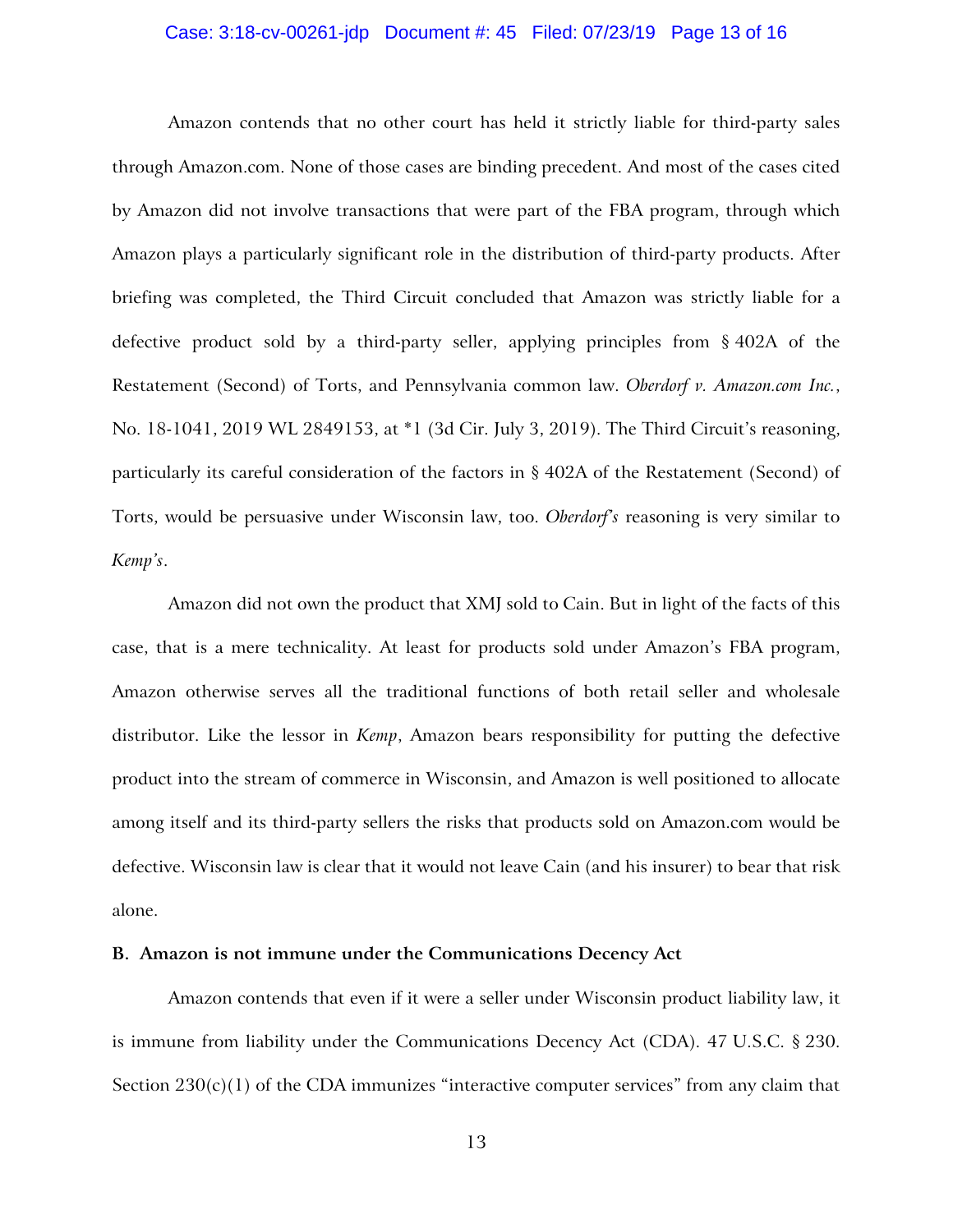Amazon contends that no other court has held it strictly liable for third-party sales through Amazon.com. None of those cases are binding precedent. And most of the cases cited by Amazon did not involve transactions that were part of the FBA program, through which Amazon plays a particularly significant role in the distribution of third-party products. After briefing was completed, the Third Circuit concluded that Amazon was strictly liable for a defective product sold by a third-party seller, applying principles from § 402A of the Restatement (Second) of Torts, and Pennsylvania common law. *Oberdorf v. Amazon.com Inc.*, No. 18-1041, 2019 WL 2849153, at *1 (3d Cir. July 3, 2019). The Third Circuit's reasoning, particularly its careful consideration of the factors in § 402A of the Restatement (Second) of Torts, would be persuasive under Wisconsin law, too. *Oberdorf's* reasoning is very similar to *Kemp's*.

Amazon did not own the product that XMJ sold to Cain. But in light of the facts of this case, that is a mere technicality. At least for products sold under Amazon's FBA program, Amazon otherwise serves all the traditional functions of both retail seller and wholesale distributor. Like the lessor in *Kemp*, Amazon bears responsibility for putting the defective product into the stream of commerce in Wisconsin, and Amazon is well positioned to allocate among itself and its third-party sellers the risks that products sold on Amazon.com would be defective. Wisconsin law is clear that it would not leave Cain (and his insurer) to bear that risk alone.

**B. Amazon is not immune under the Communications Decency Act**

Amazon contends that even if it were a seller under Wisconsin product liability law, it is immune from liability under the Communications Decency Act (CDA). 47 U.S.C. § 230. Section 230(c)(1) of the CDA immunizes "interactive computer services" from any claim that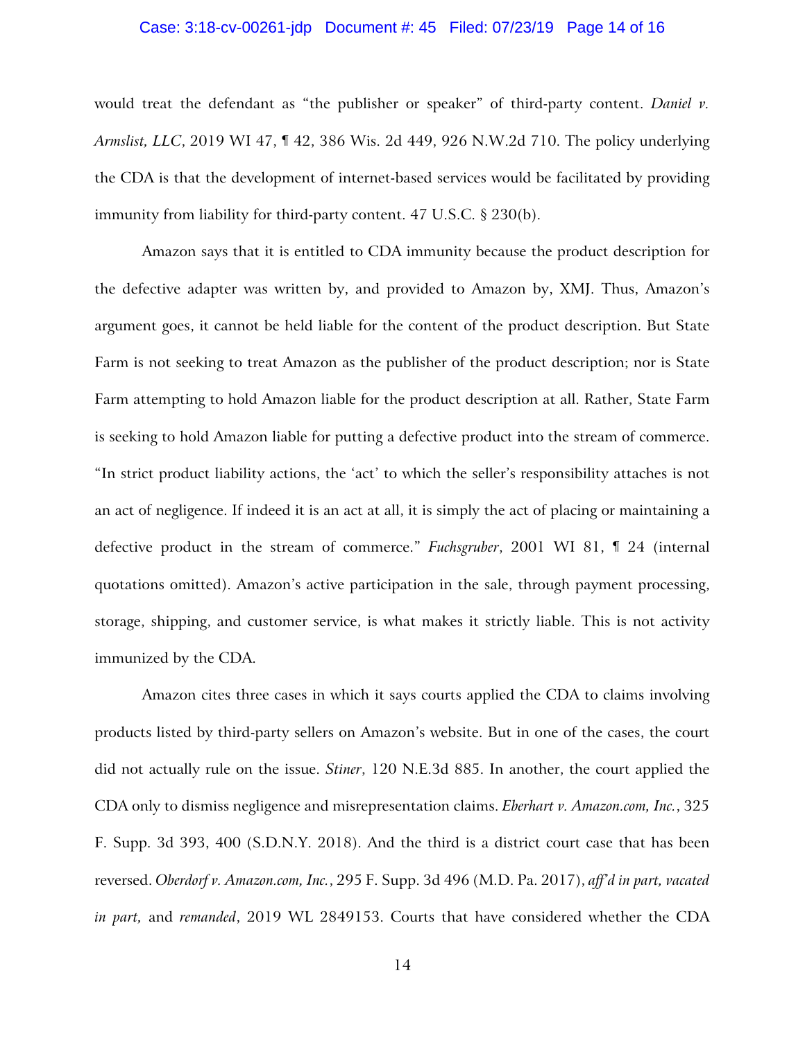would treat the defendant as "the publisher or speaker" of third-party content. *Daniel v. Armslist, LLC*, 2019 WI 47, ¶ 42, 386 Wis. 2d 449, 926 N.W.2d 710. The policy underlying the CDA is that the development of internet-based services would be facilitated by providing immunity from liability for third-party content. 47 U.S.C. § 230(b).

Amazon says that it is entitled to CDA immunity because the product description for the defective adapter was written by, and provided to Amazon by, XMJ. Thus, Amazon's argument goes, it cannot be held liable for the content of the product description. But State Farm is not seeking to treat Amazon as the publisher of the product description; nor is State Farm attempting to hold Amazon liable for the product description at all. Rather, State Farm is seeking to hold Amazon liable for putting a defective product into the stream of commerce. "In strict product liability actions, the 'act' to which the seller's responsibility attaches is not an act of negligence. If indeed it is an act at all, it is simply the act of placing or maintaining a defective product in the stream of commerce." *Fuchsgruber*, 2001 WI 81, ¶ 24 (internal quotations omitted). Amazon's active participation in the sale, through payment processing, storage, shipping, and customer service, is what makes it strictly liable. This is not activity immunized by the CDA.

Amazon cites three cases in which it says courts applied the CDA to claims involving products listed by third-party sellers on Amazon's website. But in one of the cases, the court did not actually rule on the issue. *Stiner*, 120 N.E.3d 885. In another, the court applied the CDA only to dismiss negligence and misrepresentation claims. *Eberhart v. Amazon.com, Inc.*, 325 F. Supp. 3d 393, 400 (S.D.N.Y. 2018). And the third is a district court case that has been reversed. *Oberdorf v. Amazon.com, Inc.*, 295 F. Supp. 3d 496 (M.D. Pa. 2017), *aff'd in part, vacated in part,* and *remanded*, 2019 WL 2849153. Courts that have considered whether the CDA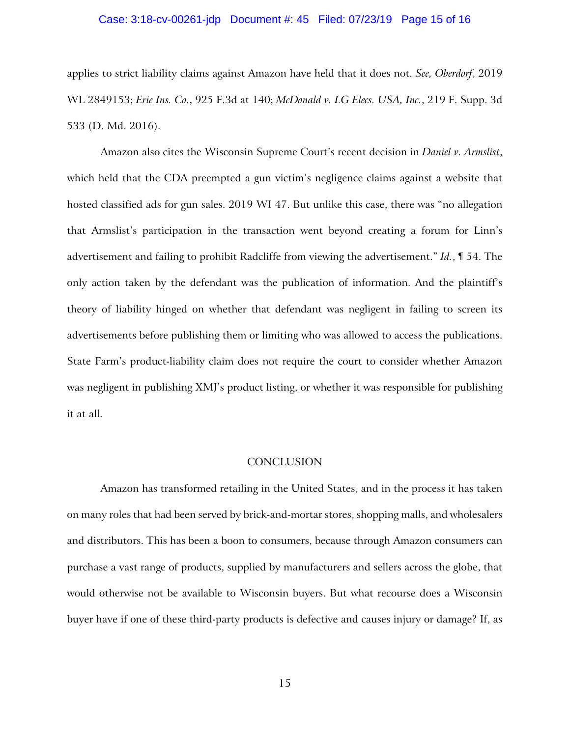applies to strict liability claims against Amazon have held that it does not. *See, Oberdorf*, 2019 WL 2849153; *Erie Ins. Co.*, 925 F.3d at 140; *McDonald v. LG Elecs. USA, Inc.*, 219 F. Supp. 3d 533 (D. Md. 2016).

Amazon also cites the Wisconsin Supreme Court's recent decision in *Daniel v. Armslist*, which held that the CDA preempted a gun victim's negligence claims against a website that hosted classified ads for gun sales. 2019 WI 47. But unlike this case, there was "no allegation that Armslist's participation in the transaction went beyond creating a forum for Linn's advertisement and failing to prohibit Radcliffe from viewing the advertisement." *Id.*, ¶ 54. The only action taken by the defendant was the publication of information. And the plaintiff's theory of liability hinged on whether that defendant was negligent in failing to screen its advertisements before publishing them or limiting who was allowed to access the publications. State Farm's product-liability claim does not require the court to consider whether Amazon was negligent in publishing XMJ's product listing, or whether it was responsible for publishing it at all.

## CONCLUSION

Amazon has transformed retailing in the United States, and in the process it has taken on many roles that had been served by brick-and-mortar stores, shopping malls, and wholesalers and distributors. This has been a boon to consumers, because through Amazon consumers can purchase a vast range of products, supplied by manufacturers and sellers across the globe, that would otherwise not be available to Wisconsin buyers. But what recourse does a Wisconsin buyer have if one of these third-party products is defective and causes injury or damage? If, as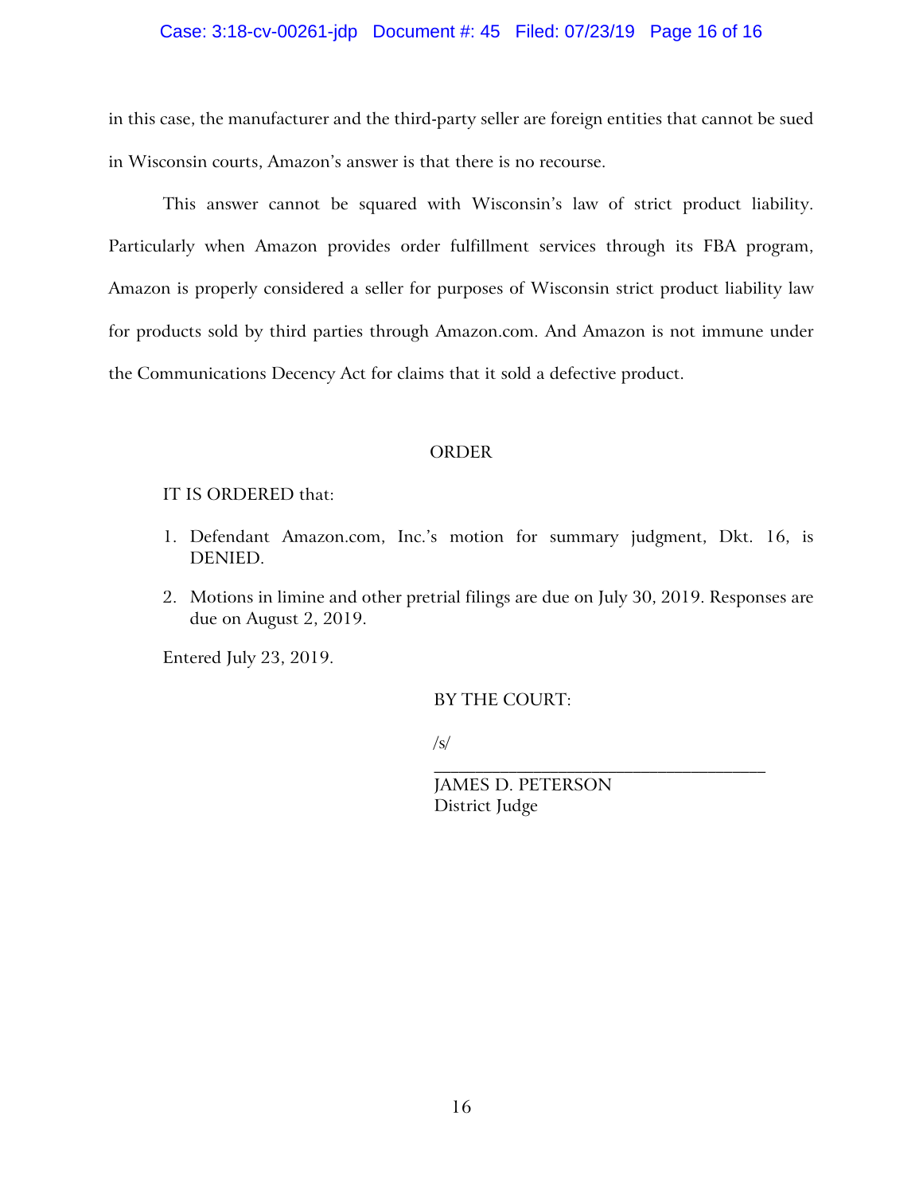in this case, the manufacturer and the third-party seller are foreign entities that cannot be sued in Wisconsin courts, Amazon's answer is that there is no recourse.

This answer cannot be squared with Wisconsin's law of strict product liability. Particularly when Amazon provides order fulfillment services through its FBA program, Amazon is properly considered a seller for purposes of Wisconsin strict product liability law for products sold by third parties through Amazon.com. And Amazon is not immune under the Communications Decency Act for claims that it sold a defective product.

## ORDER

IT IS ORDERED that:

1. Defendant Amazon.com, Inc.'s motion for summary judgment, Dkt. 16, is DENIED.
2. Motions in limine and other pretrial filings are due on July 30, 2019. Responses are due on August 2, 2019.

Entered July 23, 2019.

BY THE COURT:

/s/

________________________________

JAMES D. PETERSON
District Judge